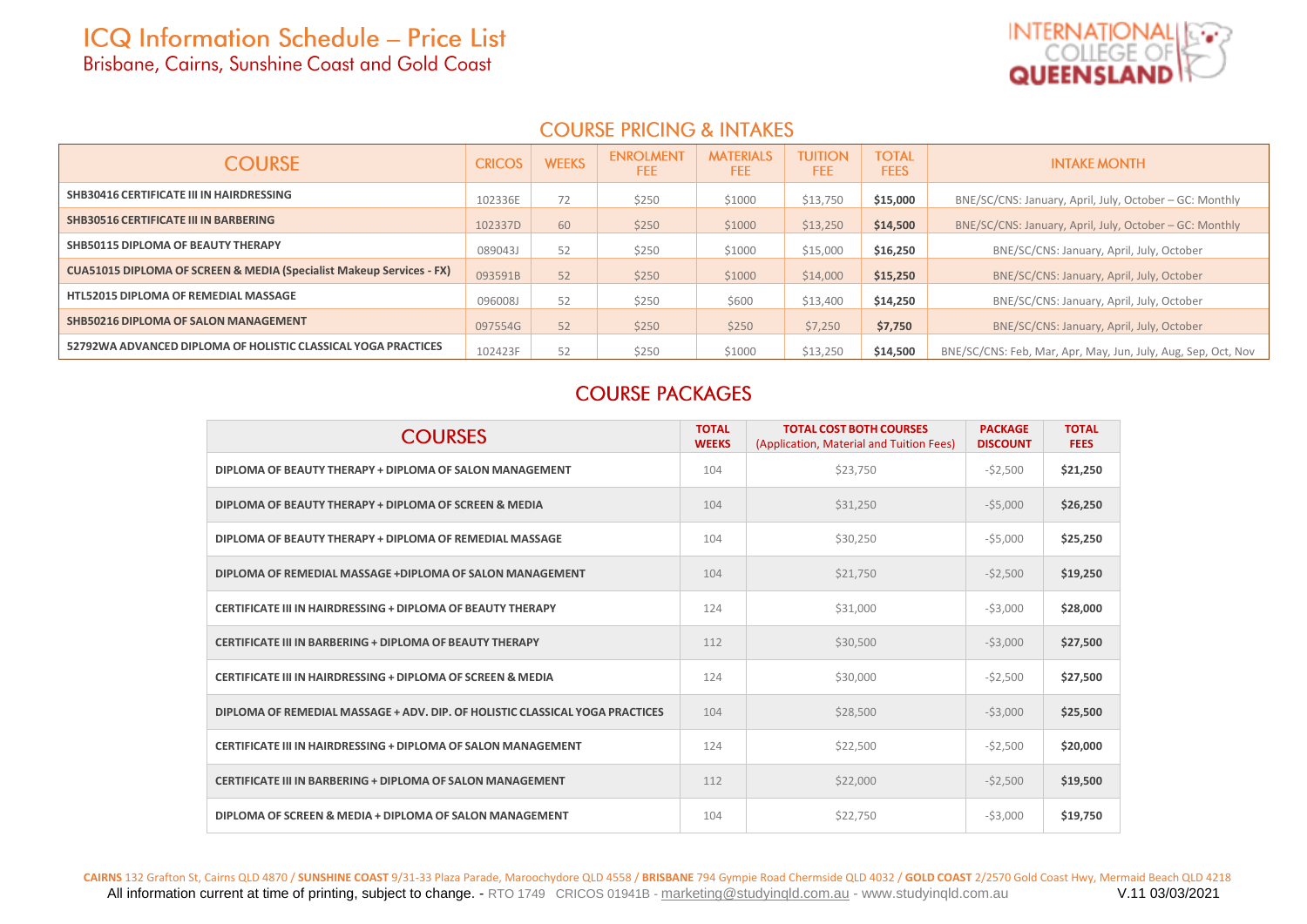# ICQ Information Schedule – Price List

Brisbane, Cairns, Sunshine Coast and Gold Coast

INTERNATIONAL COLLEGE OF QUEENSLAND

## COURSE PRICING & INTAKES

| COURSE | CRICOS | WEEKS | ENROLMENT FEE | MATERIALS FEE | TUITION FEE | TOTAL FEES | INTAKE MONTH |
|---|---|---|---|---|---|---|---|
| **SHB30416 CERTIFICATE III IN HAIRDRESSING** | 102336E | 72 | $250 | $1000 | $13,750 | **$15,000** | BNE/SC/CNS: January, April, July, October – GC: Monthly |
| **SHB30516 CERTIFICATE III IN BARBERING** | 102337D | 60 | $250 | $1000 | $13,250 | **$14,500** | BNE/SC/CNS: January, April, July, October – GC: Monthly |
| **SHB50115 DIPLOMA OF BEAUTY THERAPY** | 089043J | 52 | $250 | $1000 | $15,000 | **$16,250** | BNE/SC/CNS: January, April, July, October |
| **CUA51015 DIPLOMA OF SCREEN & MEDIA (Specialist Makeup Services - FX)** | 093591B | 52 | $250 | $1000 | $14,000 | **$15,250** | BNE/SC/CNS: January, April, July, October |
| **HTL52015 DIPLOMA OF REMEDIAL MASSAGE** | 096008J | 52 | $250 | $600 | $13,400 | **$14,250** | BNE/SC/CNS: January, April, July, October |
| **SHB50216 DIPLOMA OF SALON MANAGEMENT** | 097554G | 52 | $250 | $250 | $7,250 | **$7,750** | BNE/SC/CNS: January, April, July, October |
| **52792WA ADVANCED DIPLOMA OF HOLISTIC CLASSICAL YOGA PRACTICES** | 102423F | 52 | $250 | $1000 | $13,250 | **$14,500** | BNE/SC/CNS: Feb, Mar, Apr, May, Jun, July, Aug, Sep, Oct, Nov |

## COURSE PACKAGES

| COURSES | TOTAL WEEKS | TOTAL COST BOTH COURSES (Application, Material and Tuition Fees) | PACKAGE DISCOUNT | TOTAL FEES |
|---|---|---|---|---|
| **DIPLOMA OF BEAUTY THERAPY + DIPLOMA OF SALON MANAGEMENT** | 104 | $23,750 | -$2,500 | **$21,250** |
| **DIPLOMA OF BEAUTY THERAPY + DIPLOMA OF SCREEN & MEDIA** | 104 | $31,250 | -$5,000 | **$26,250** |
| **DIPLOMA OF BEAUTY THERAPY + DIPLOMA OF REMEDIAL MASSAGE** | 104 | $30,250 | -$5,000 | **$25,250** |
| **DIPLOMA OF REMEDIAL MASSAGE +DIPLOMA OF SALON MANAGEMENT** | 104 | $21,750 | -$2,500 | **$19,250** |
| **CERTIFICATE III IN HAIRDRESSING + DIPLOMA OF BEAUTY THERAPY** | 124 | $31,000 | -$3,000 | **$28,000** |
| **CERTIFICATE III IN BARBERING + DIPLOMA OF BEAUTY THERAPY** | 112 | $30,500 | -$3,000 | **$27,500** |
| **CERTIFICATE III IN HAIRDRESSING + DIPLOMA OF SCREEN & MEDIA** | 124 | $30,000 | -$2,500 | **$27,500** |
| **DIPLOMA OF REMEDIAL MASSAGE + ADV. DIP. OF HOLISTIC CLASSICAL YOGA PRACTICES** | 104 | $28,500 | -$3,000 | **$25,500** |
| **CERTIFICATE III IN HAIRDRESSING + DIPLOMA OF SALON MANAGEMENT** | 124 | $22,500 | -$2,500 | **$20,000** |
| **CERTIFICATE III IN BARBERING + DIPLOMA OF SALON MANAGEMENT** | 112 | $22,000 | -$2,500 | **$19,500** |
| **DIPLOMA OF SCREEN & MEDIA + DIPLOMA OF SALON MANAGEMENT** | 104 | $22,750 | -$3,000 | **$19,750** |

**CAIRNS** 132 Grafton St, Cairns QLD 4870 / **SUNSHINE COAST** 9/31-33 Plaza Parade, Maroochydore QLD 4558 / **BRISBANE** 794 Gympie Road Chermside QLD 4032 / **GOLD COAST** 2/2570 Gold Coast Hwy, Mermaid Beach QLD 4218

All information current at time of printing, subject to change. - RTO 1749 CRICOS 01941B - marketing@studyinqld.com.au - www.studyinqld.com.au V.11 03/03/2021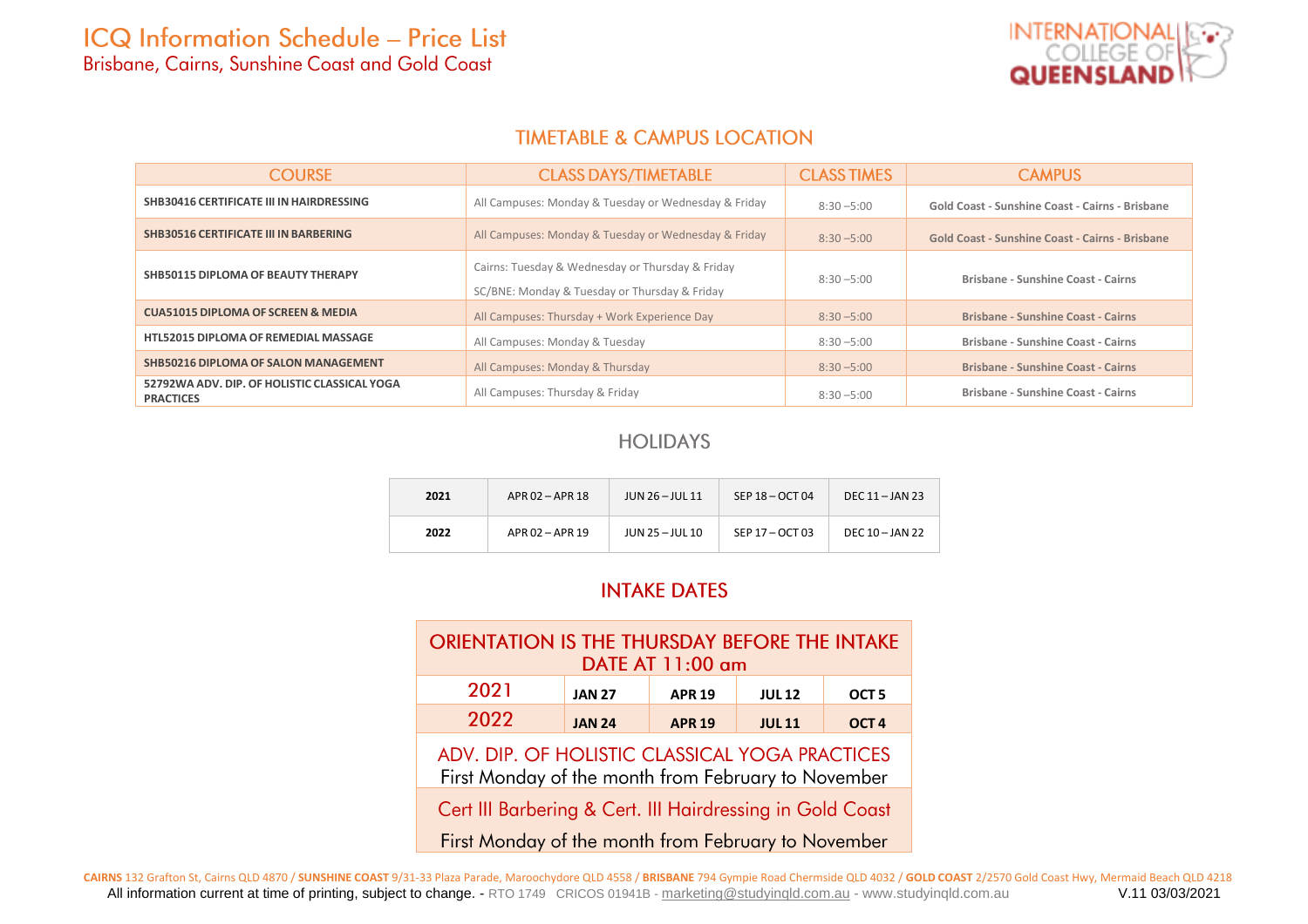# ICQ Information Schedule – Price List

Brisbane, Cairns, Sunshine Coast and Gold Coast

## TIMETABLE & CAMPUS LOCATION

| COURSE | CLASS DAYS/TIMETABLE | CLASS TIMES | CAMPUS |
|---|---|---|---|
| **SHB30416 CERTIFICATE III IN HAIRDRESSING** | All Campuses: Monday & Tuesday or Wednesday & Friday | 8:30 –5:00 | **Gold Coast - Sunshine Coast - Cairns - Brisbane** |
| **SHB30516 CERTIFICATE III IN BARBERING** | All Campuses: Monday & Tuesday or Wednesday & Friday | 8:30 –5:00 | **Gold Coast - Sunshine Coast - Cairns - Brisbane** |
| **SHB50115 DIPLOMA OF BEAUTY THERAPY** | Cairns: Tuesday & Wednesday or Thursday & Friday<br>SC/BNE: Monday & Tuesday or Thursday & Friday | 8:30 –5:00 | **Brisbane - Sunshine Coast - Cairns** |
| **CUA51015 DIPLOMA OF SCREEN & MEDIA** | All Campuses: Thursday + Work Experience Day | 8:30 –5:00 | **Brisbane - Sunshine Coast - Cairns** |
| **HTL52015 DIPLOMA OF REMEDIAL MASSAGE** | All Campuses: Monday & Tuesday | 8:30 –5:00 | **Brisbane - Sunshine Coast - Cairns** |
| **SHB50216 DIPLOMA OF SALON MANAGEMENT** | All Campuses: Monday & Thursday | 8:30 –5:00 | **Brisbane - Sunshine Coast - Cairns** |
| **52792WA ADV. DIP. OF HOLISTIC CLASSICAL YOGA PRACTICES** | All Campuses: Thursday & Friday | 8:30 –5:00 | **Brisbane - Sunshine Coast - Cairns** |

## HOLIDAYS

| | | | | |
|---|---|---|---|---|
| **2021** | APR 02 – APR 18 | JUN 26 – JUL 11 | SEP 18 – OCT 04 | DEC 11 – JAN 23 |
| **2022** | APR 02 – APR 19 | JUN 25 – JUL 10 | SEP 17 – OCT 03 | DEC 10 – JAN 22 |

## INTAKE DATES

ORIENTATION IS THE THURSDAY BEFORE THE INTAKE DATE AT 11:00 am

| | | | | |
|---|---|---|---|---|
| 2021 | **JAN 27** | **APR 19** | **JUL 12** | **OCT 5** |
| 2022 | **JAN 24** | **APR 19** | **JUL 11** | **OCT 4** |

ADV. DIP. OF HOLISTIC CLASSICAL YOGA PRACTICES

First Monday of the month from February to November

Cert III Barbering & Cert. III Hairdressing in Gold Coast

First Monday of the month from February to November

**CAIRNS** 132 Grafton St, Cairns QLD 4870 / **SUNSHINE COAST** 9/31-33 Plaza Parade, Maroochydore QLD 4558 / **BRISBANE** 794 Gympie Road Chermside QLD 4032 / **GOLD COAST** 2/2570 Gold Coast Hwy, Mermaid Beach QLD 4218

All information current at time of printing, subject to change. - RTO 1749 CRICOS 01941B - marketing@studyinqld.com.au - www.studyinqld.com.au V.11 03/03/2021